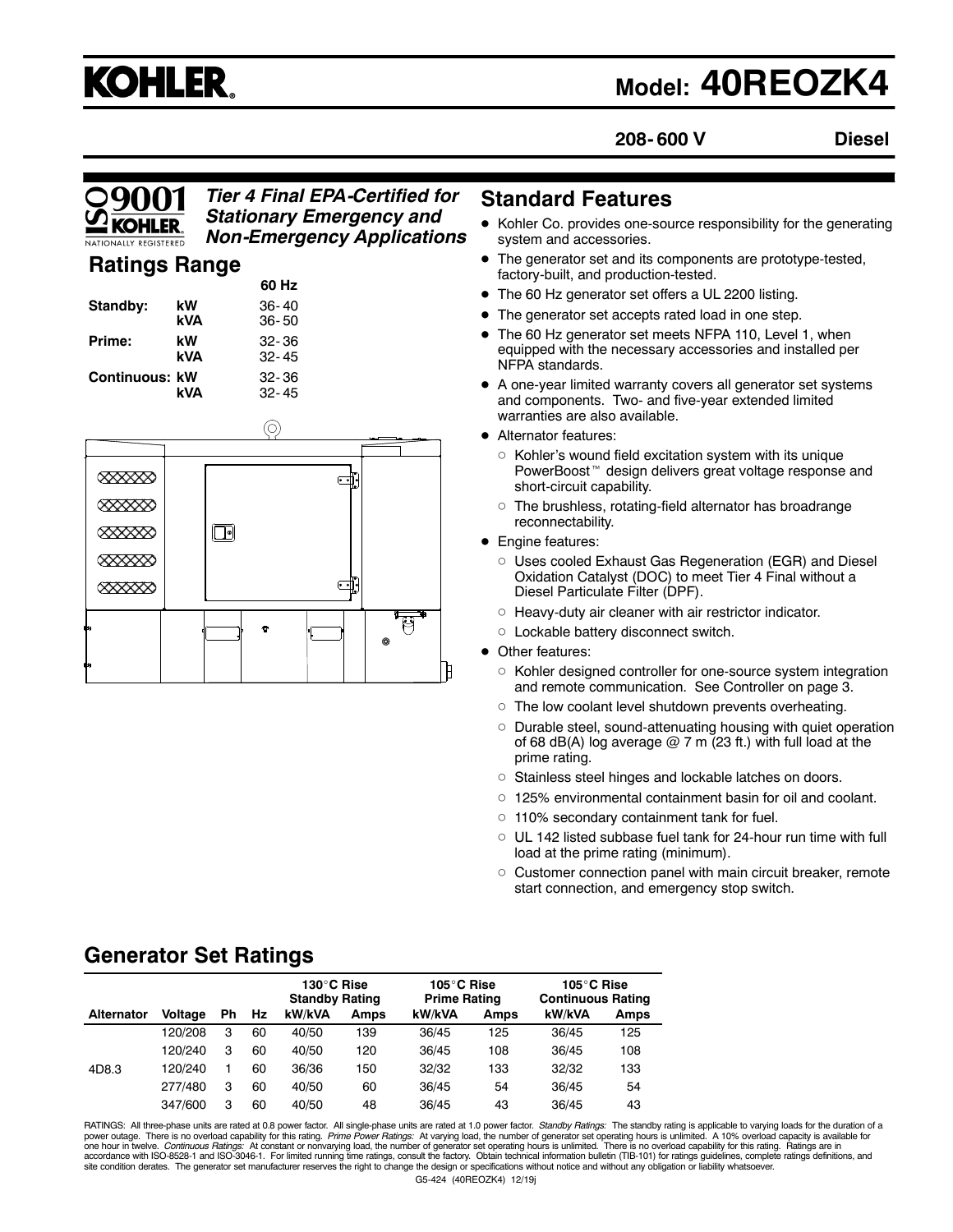# KOHLER

## Model: 40REOZK4

**208-600 V** **Diesel**

*Tier 4 Final EPA-Certified for Stationary Emergency and Non-Emergency Applications*

## Ratings Range

| | | 60 Hz |
|---|---|---|
| **Standby:** | **kW** | 36-40 |
| | **kVA** | 36-50 |
| **Prime:** | **kW** | 32-36 |
| | **kVA** | 32-45 |
| **Continuous:** | **kW** | 32-36 |
| | **kVA** | 32-45 |

## Standard Features

- Kohler Co. provides one-source responsibility for the generating system and accessories.
- The generator set and its components are prototype-tested, factory-built, and production-tested.
- The 60 Hz generator set offers a UL 2200 listing.
- The generator set accepts rated load in one step.
- The 60 Hz generator set meets NFPA 110, Level 1, when equipped with the necessary accessories and installed per NFPA standards.
- A one-year limited warranty covers all generator set systems and components. Two- and five-year extended limited warranties are also available.
- Alternator features:
  - Kohler's wound field excitation system with its unique PowerBoost™ design delivers great voltage response and short-circuit capability.
  - The brushless, rotating-field alternator has broadrange reconnectability.
- Engine features:
  - Uses cooled Exhaust Gas Regeneration (EGR) and Diesel Oxidation Catalyst (DOC) to meet Tier 4 Final without a Diesel Particulate Filter (DPF).
  - Heavy-duty air cleaner with air restrictor indicator.
  - Lockable battery disconnect switch.
- Other features:
  - Kohler designed controller for one-source system integration and remote communication. See Controller on page 3.
  - The low coolant level shutdown prevents overheating.
  - Durable steel, sound-attenuating housing with quiet operation of 68 dB(A) log average @ 7 m (23 ft.) with full load at the prime rating.
  - Stainless steel hinges and lockable latches on doors.
  - 125% environmental containment basin for oil and coolant.
  - 110% secondary containment tank for fuel.
  - UL 142 listed subbase fuel tank for 24-hour run time with full load at the prime rating (minimum).
  - Customer connection panel with main circuit breaker, remote start connection, and emergency stop switch.

## Generator Set Ratings

| | | | | 130°C Rise Standby Rating | | 105°C Rise Prime Rating | | 105°C Rise Continuous Rating | |
|---|---|---|---|---|---|---|---|---|---|
| **Alternator** | **Voltage** | **Ph** | **Hz** | **kW/kVA** | **Amps** | **kW/kVA** | **Amps** | **kW/kVA** | **Amps** |
| 4D8.3 | 120/208 | 3 | 60 | 40/50 | 139 | 36/45 | 125 | 36/45 | 125 |
| | 120/240 | 3 | 60 | 40/50 | 120 | 36/45 | 108 | 36/45 | 108 |
| | 120/240 | 1 | 60 | 36/36 | 150 | 32/32 | 133 | 32/32 | 133 |
| | 277/480 | 3 | 60 | 40/50 | 60 | 36/45 | 54 | 36/45 | 54 |
| | 347/600 | 3 | 60 | 40/50 | 48 | 36/45 | 43 | 36/45 | 43 |

RATINGS: All three-phase units are rated at 0.8 power factor. All single-phase units are rated at 1.0 power factor. *Standby Ratings:* The standby rating is applicable to varying loads for the duration of a power outage. There is no overload capability for this rating. *Prime Power Ratings:* At varying load, the number of generator set operating hours is unlimited. A 10% overload capacity is available for one hour in twelve. *Continuous Ratings:* At constant or nonvarying load, the number of generator set operating hours is unlimited. There is no overload capability for this rating. Ratings are in accordance with ISO-8528-1 and ISO-3046-1. For limited running time ratings, consult the factory. Obtain technical information bulletin (TIB-101) for ratings guidelines, complete ratings definitions, and site condition derates. The generator set manufacturer reserves the right to change the design or specifications without notice and without any obligation or liability whatsoever.

G5-424 (40REOZK4) 12/19j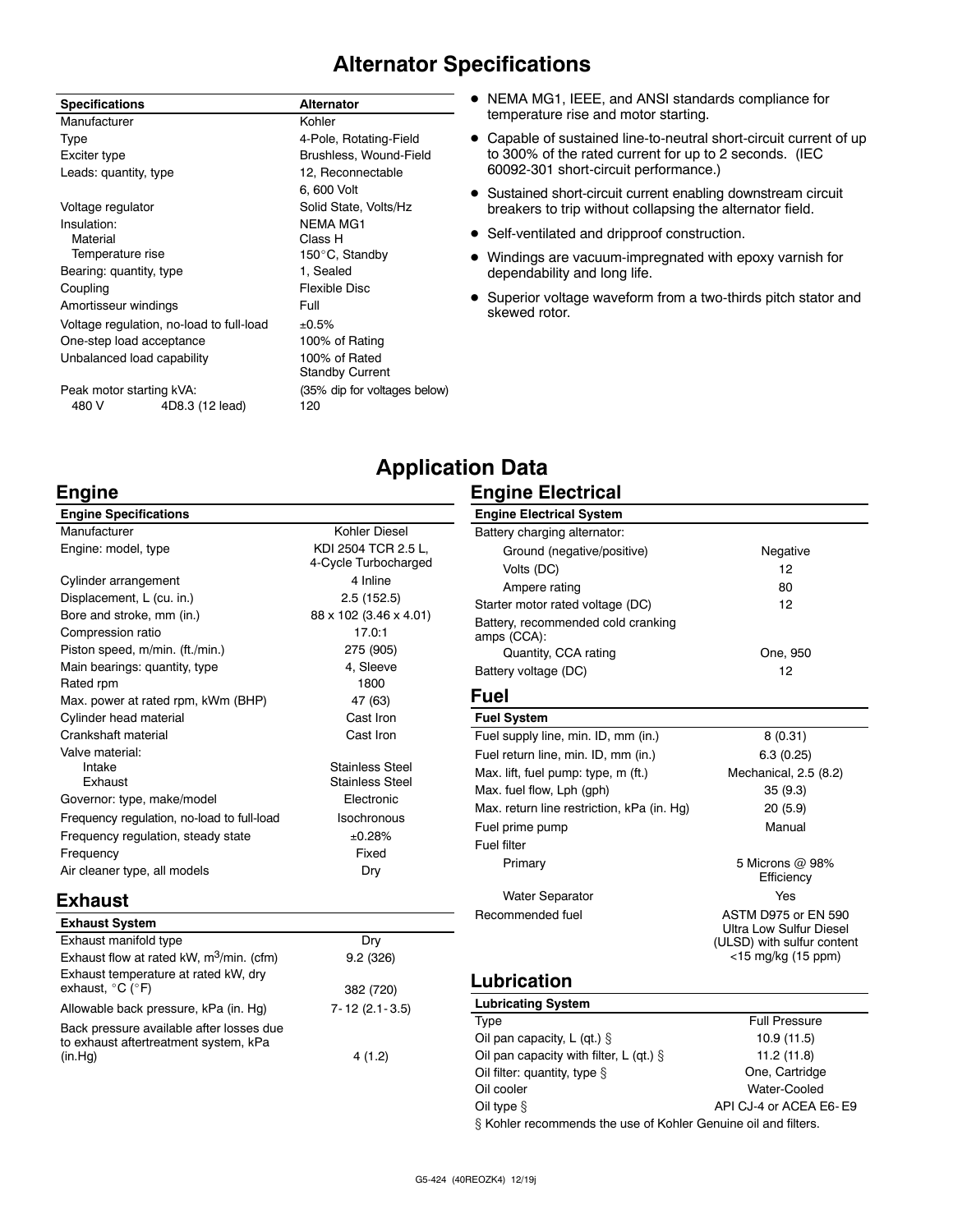# Alternator Specifications

| Specifications | Alternator |
|---|---|
| Manufacturer | Kohler |
| Type | 4-Pole, Rotating-Field |
| Exciter type | Brushless, Wound-Field |
| Leads: quantity, type | 12, Reconnectable<br>6, 600 Volt |
| Voltage regulator | Solid State, Volts/Hz |
| Insulation: | NEMA MG1 |
| Material | Class H |
| Temperature rise | 150°C, Standby |
| Bearing: quantity, type | 1, Sealed |
| Coupling | Flexible Disc |
| Amortisseur windings | Full |
| Voltage regulation, no-load to full-load | ±0.5% |
| One-step load acceptance | 100% of Rating |
| Unbalanced load capability | 100% of Rated Standby Current |
| Peak motor starting kVA: | (35% dip for voltages below) |
| 480 V 4D8.3 (12 lead) | 120 |

- NEMA MG1, IEEE, and ANSI standards compliance for temperature rise and motor starting.
- Capable of sustained line-to-neutral short-circuit current of up to 300% of the rated current for up to 2 seconds. (IEC 60092-301 short-circuit performance.)
- Sustained short-circuit current enabling downstream circuit breakers to trip without collapsing the alternator field.
- Self-ventilated and dripproof construction.
- Windings are vacuum-impregnated with epoxy varnish for dependability and long life.
- Superior voltage waveform from a two-thirds pitch stator and skewed rotor.

# Application Data

## Engine

| Engine Specifications | |
|---|---|
| Manufacturer | Kohler Diesel |
| Engine: model, type | KDI 2504 TCR 2.5 L, 4-Cycle Turbocharged |
| Cylinder arrangement | 4 Inline |
| Displacement, L (cu. in.) | 2.5 (152.5) |
| Bore and stroke, mm (in.) | 88 x 102 (3.46 x 4.01) |
| Compression ratio | 17.0:1 |
| Piston speed, m/min. (ft./min.) | 275 (905) |
| Main bearings: quantity, type | 4, Sleeve |
| Rated rpm | 1800 |
| Max. power at rated rpm, kWm (BHP) | 47 (63) |
| Cylinder head material | Cast Iron |
| Crankshaft material | Cast Iron |
| Valve material: | |
| Intake | Stainless Steel |
| Exhaust | Stainless Steel |
| Governor: type, make/model | Electronic |
| Frequency regulation, no-load to full-load | Isochronous |
| Frequency regulation, steady state | ±0.28% |
| Frequency | Fixed |
| Air cleaner type, all models | Dry |

## Exhaust

| Exhaust System | |
|---|---|
| Exhaust manifold type | Dry |
| Exhaust flow at rated kW, $m^3$/min. (cfm) | 9.2 (326) |
| Exhaust temperature at rated kW, dry exhaust, °C (°F) | 382 (720) |
| Allowable back pressure, kPa (in. Hg) | 7-12 (2.1-3.5) |
| Back pressure available after losses due to exhaust aftertreatment system, kPa (in.Hg) | 4 (1.2) |

## Engine Electrical

| Engine Electrical System | |
|---|---|
| Battery charging alternator: | |
| Ground (negative/positive) | Negative |
| Volts (DC) | 12 |
| Ampere rating | 80 |
| Starter motor rated voltage (DC) | 12 |
| Battery, recommended cold cranking amps (CCA): | |
| Quantity, CCA rating | One, 950 |
| Battery voltage (DC) | 12 |

## Fuel

| Fuel System | |
|---|---|
| Fuel supply line, min. ID, mm (in.) | 8 (0.31) |
| Fuel return line, min. ID, mm (in.) | 6.3 (0.25) |
| Max. lift, fuel pump: type, m (ft.) | Mechanical, 2.5 (8.2) |
| Max. fuel flow, Lph (gph) | 35 (9.3) |
| Max. return line restriction, kPa (in. Hg) | 20 (5.9) |
| Fuel prime pump | Manual |
| Fuel filter | |
| Primary | 5 Microns @ 98% Efficiency |
| Water Separator | Yes |
| Recommended fuel | ASTM D975 or EN 590 Ultra Low Sulfur Diesel (ULSD) with sulfur content <15 mg/kg (15 ppm) |

## Lubrication

| Lubricating System | |
|---|---|
| Type | Full Pressure |
| Oil pan capacity, L (qt.) § | 10.9 (11.5) |
| Oil pan capacity with filter, L (qt.) § | 11.2 (11.8) |
| Oil filter: quantity, type § | One, Cartridge |
| Oil cooler | Water-Cooled |
| Oil type § | API CJ-4 or ACEA E6-E9 |

§ Kohler recommends the use of Kohler Genuine oil and filters.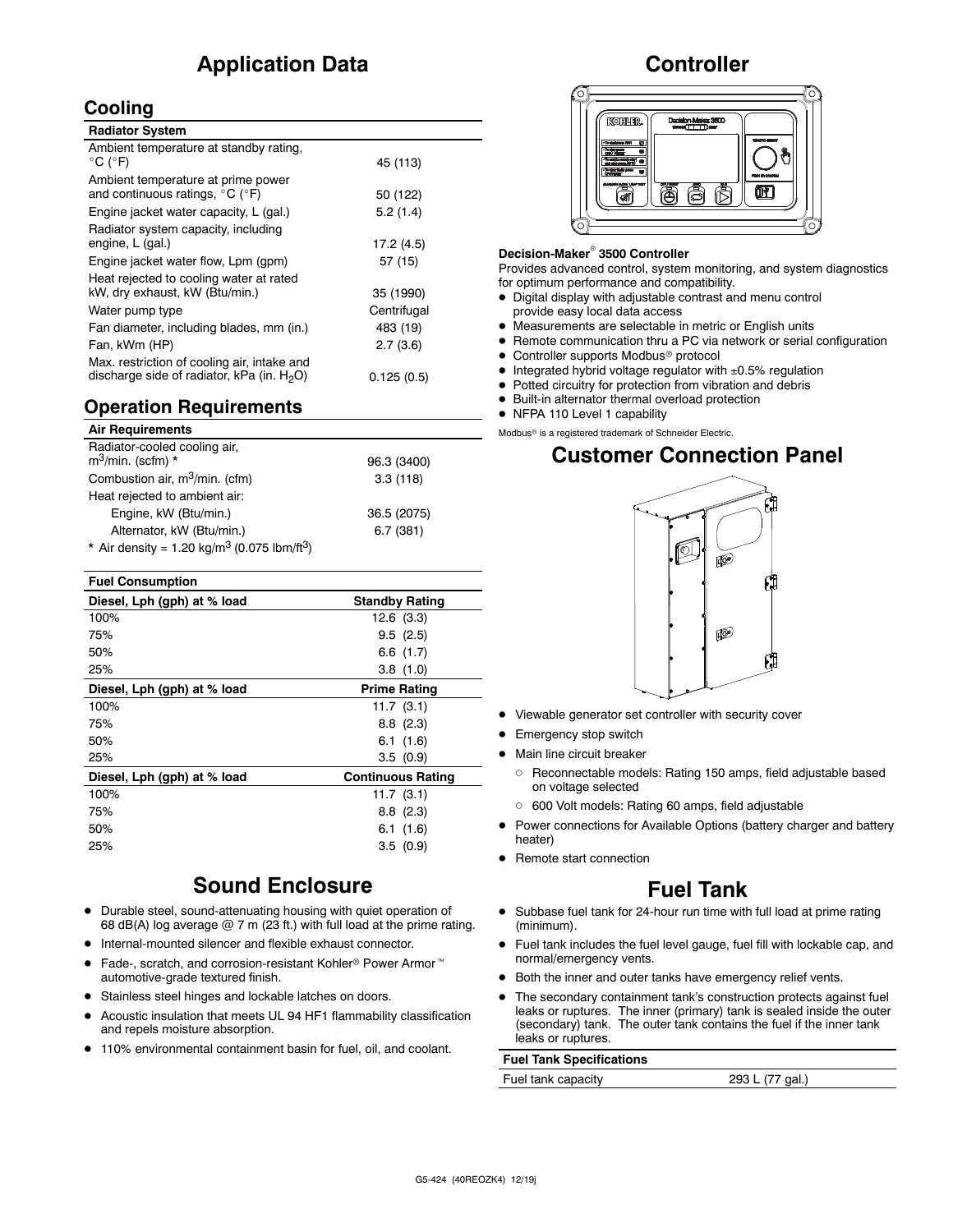# Application Data

## Cooling

| Radiator System | |
|---|---|
| Ambient temperature at standby rating, °C (°F) | 45 (113) |
| Ambient temperature at prime power and continuous ratings, °C (°F) | 50 (122) |
| Engine jacket water capacity, L (gal.) | 5.2 (1.4) |
| Radiator system capacity, including engine, L (gal.) | 17.2 (4.5) |
| Engine jacket water flow, Lpm (gpm) | 57 (15) |
| Heat rejected to cooling water at rated kW, dry exhaust, kW (Btu/min.) | 35 (1990) |
| Water pump type | Centrifugal |
| Fan diameter, including blades, mm (in.) | 483 (19) |
| Fan, kWm (HP) | 2.7 (3.6) |
| Max. restriction of cooling air, intake and discharge side of radiator, kPa (in. $H_2O$) | 0.125 (0.5) |

## Operation Requirements

| Air Requirements | |
|---|---|
| Radiator-cooled cooling air, $m^3$/min. (scfm) * | 96.3 (3400) |
| Combustion air, $m^3$/min. (cfm) | 3.3 (118) |
| Heat rejected to ambient air: | |
| Engine, kW (Btu/min.) | 36.5 (2075) |
| Alternator, kW (Btu/min.) | 6.7 (381) |

* Air density = 1.20 kg/$m^3$ (0.075 lbm/$ft^3$)

| Fuel Consumption | |
|---|---|
| **Diesel, Lph (gph) at % load** | **Standby Rating** |
| 100% | 12.6 (3.3) |
| 75% | 9.5 (2.5) |
| 50% | 6.6 (1.7) |
| 25% | 3.8 (1.0) |
| **Diesel, Lph (gph) at % load** | **Prime Rating** |
| 100% | 11.7 (3.1) |
| 75% | 8.8 (2.3) |
| 50% | 6.1 (1.6) |
| 25% | 3.5 (0.9) |
| **Diesel, Lph (gph) at % load** | **Continuous Rating** |
| 100% | 11.7 (3.1) |
| 75% | 8.8 (2.3) |
| 50% | 6.1 (1.6) |
| 25% | 3.5 (0.9) |

# Sound Enclosure

- Durable steel, sound-attenuating housing with quiet operation of 68 dB(A) log average @ 7 m (23 ft.) with full load at the prime rating.
- Internal-mounted silencer and flexible exhaust connector.
- Fade-, scratch, and corrosion-resistant Kohler® Power Armor™ automotive-grade textured finish.
- Stainless steel hinges and lockable latches on doors.
- Acoustic insulation that meets UL 94 HF1 flammability classification and repels moisture absorption.
- 110% environmental containment basin for fuel, oil, and coolant.

# Controller

**Decision-Maker® 3500 Controller**

Provides advanced control, system monitoring, and system diagnostics for optimum performance and compatibility.

- Digital display with adjustable contrast and menu control provide easy local data access
- Measurements are selectable in metric or English units
- Remote communication thru a PC via network or serial configuration
- Controller supports Modbus® protocol
- Integrated hybrid voltage regulator with ±0.5% regulation
- Potted circuitry for protection from vibration and debris
- Built-in alternator thermal overload protection
- NFPA 110 Level 1 capability

Modbus® is a registered trademark of Schneider Electric.

# Customer Connection Panel

- Viewable generator set controller with security cover
- Emergency stop switch
- Main line circuit breaker
  - Reconnectable models: Rating 150 amps, field adjustable based on voltage selected
  - 600 Volt models: Rating 60 amps, field adjustable
- Power connections for Available Options (battery charger and battery heater)
- Remote start connection

# Fuel Tank

- Subbase fuel tank for 24-hour run time with full load at prime rating (minimum).
- Fuel tank includes the fuel level gauge, fuel fill with lockable cap, and normal/emergency vents.
- Both the inner and outer tanks have emergency relief vents.
- The secondary containment tank's construction protects against fuel leaks or ruptures. The inner (primary) tank is sealed inside the outer (secondary) tank. The outer tank contains the fuel if the inner tank leaks or ruptures.

| Fuel Tank Specifications | |
|---|---|
| Fuel tank capacity | 293 L (77 gal.) |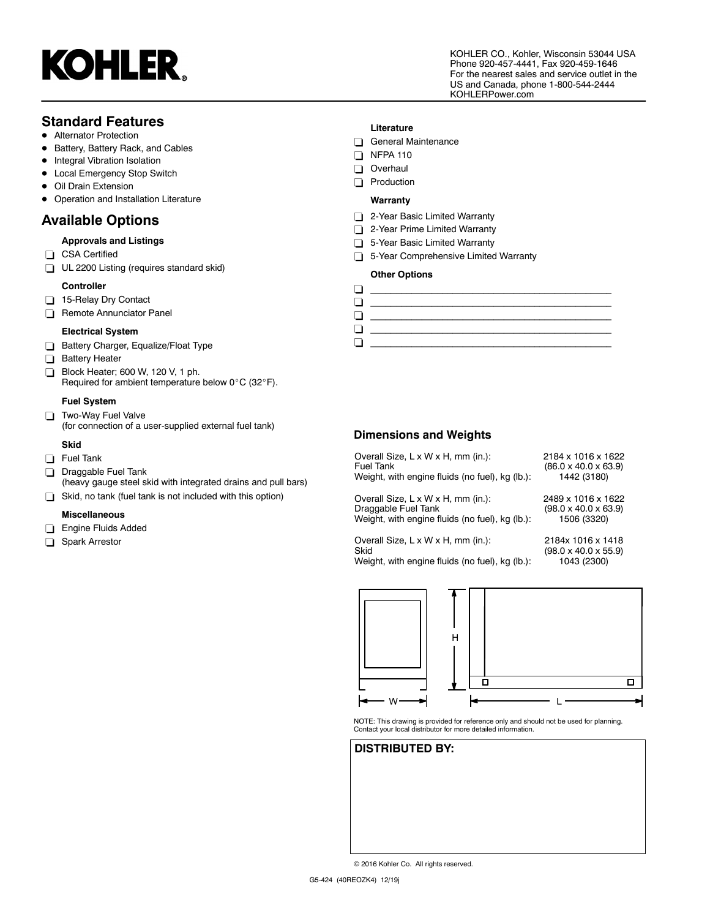KOHLER CO., Kohler, Wisconsin 53044 USA
Phone 920-457-4441, Fax 920-459-1646
For the nearest sales and service outlet in the US and Canada, phone 1-800-544-2444
KOHLERPower.com

## Standard Features

- Alternator Protection
- Battery, Battery Rack, and Cables
- Integral Vibration Isolation
- Local Emergency Stop Switch
- Oil Drain Extension
- Operation and Installation Literature

## Available Options

### Approvals and Listings

- ❑ CSA Certified
- ❑ UL 2200 Listing (requires standard skid)

### Controller

- ❑ 15-Relay Dry Contact
- ❑ Remote Annunciator Panel

### Electrical System

- ❑ Battery Charger, Equalize/Float Type
- ❑ Battery Heater
- ❑ Block Heater; 600 W, 120 V, 1 ph. Required for ambient temperature below 0°C (32°F).

### Fuel System

- ❑ Two-Way Fuel Valve (for connection of a user-supplied external fuel tank)

### Skid

- ❑ Fuel Tank
- ❑ Draggable Fuel Tank (heavy gauge steel skid with integrated drains and pull bars)
- ❑ Skid, no tank (fuel tank is not included with this option)

### Miscellaneous

- ❑ Engine Fluids Added
- ❑ Spark Arrestor

### Literature

- ❑ General Maintenance
- ❑ NFPA 110
- ❑ Overhaul
- ❑ Production

### Warranty

- ❑ 2-Year Basic Limited Warranty
- ❑ 2-Year Prime Limited Warranty
- ❑ 5-Year Basic Limited Warranty
- ❑ 5-Year Comprehensive Limited Warranty

### Other Options

- ❑ ______________________________________________
- ❑ ______________________________________________
- ❑ ______________________________________________
- ❑ ______________________________________________
- ❑ ______________________________________________

## Dimensions and Weights

| | |
|---|---|
| Overall Size, L x W x H, mm (in.): | 2184 x 1016 x 1622 |
| Fuel Tank | (86.0 x 40.0 x 63.9) |
| Weight, with engine fluids (no fuel), kg (lb.): | 1442 (3180) |
| Overall Size, L x W x H, mm (in.): | 2489 x 1016 x 1622 |
| Draggable Fuel Tank | (98.0 x 40.0 x 63.9) |
| Weight, with engine fluids (no fuel), kg (lb.): | 1506 (3320) |
| Overall Size, L x W x H, mm (in.): | 2184x 1016 x 1418 |
| Skid | (98.0 x 40.0 x 55.9) |
| Weight, with engine fluids (no fuel), kg (lb.): | 1043 (2300) |

H

W

L

NOTE: This drawing is provided for reference only and should not be used for planning. Contact your local distributor for more detailed information.

**DISTRIBUTED BY:**

© 2016 Kohler Co. All rights reserved.

G5-424 (40REOZK4) 12/19j